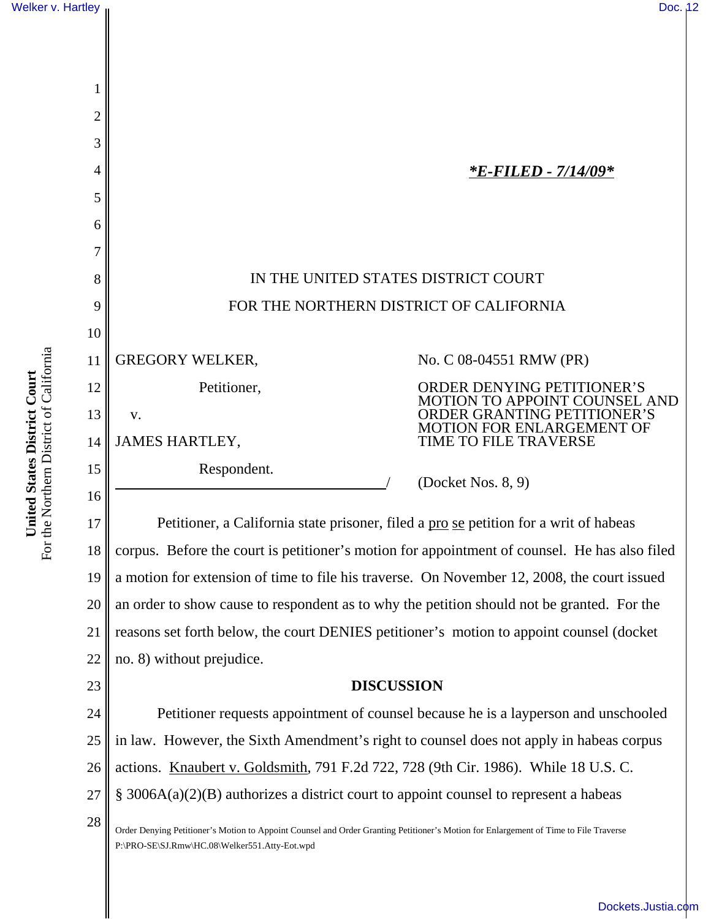*E-FILED - 7/14/09*

IN THE UNITED STATES DISTRICT COURT

FOR THE NORTHERN DISTRICT OF CALIFORNIA

GREGORY WELKER,

Petitioner,

v.

JAMES HARTLEY,

Respondent.

No. C 08-04551 RMW (PR)

ORDER DENYING PETITIONER'S MOTION TO APPOINT COUNSEL AND ORDER GRANTING PETITIONER'S MOTION FOR ENLARGEMENT OF TIME TO FILE TRAVERSE

(Docket Nos. 8, 9)

Petitioner, a California state prisoner, filed a pro se petition for a writ of habeas corpus. Before the court is petitioner's motion for appointment of counsel. He has also filed a motion for extension of time to file his traverse. On November 12, 2008, the court issued an order to show cause to respondent as to why the petition should not be granted. For the reasons set forth below, the court DENIES petitioner's motion to appoint counsel (docket no. 8) without prejudice.

## DISCUSSION

Petitioner requests appointment of counsel because he is a layperson and unschooled in law. However, the Sixth Amendment's right to counsel does not apply in habeas corpus actions. Knaubert v. Goldsmith, 791 F.2d 722, 728 (9th Cir. 1986). While 18 U.S. C. § 3006A(a)(2)(B) authorizes a district court to appoint counsel to represent a habeas

Order Denying Petitioner's Motion to Appoint Counsel and Order Granting Petitioner's Motion for Enlargement of Time to File Traverse
P:\PRO-SE\SJ.Rmw\HC.08\Welker551.Atty-Eot.wpd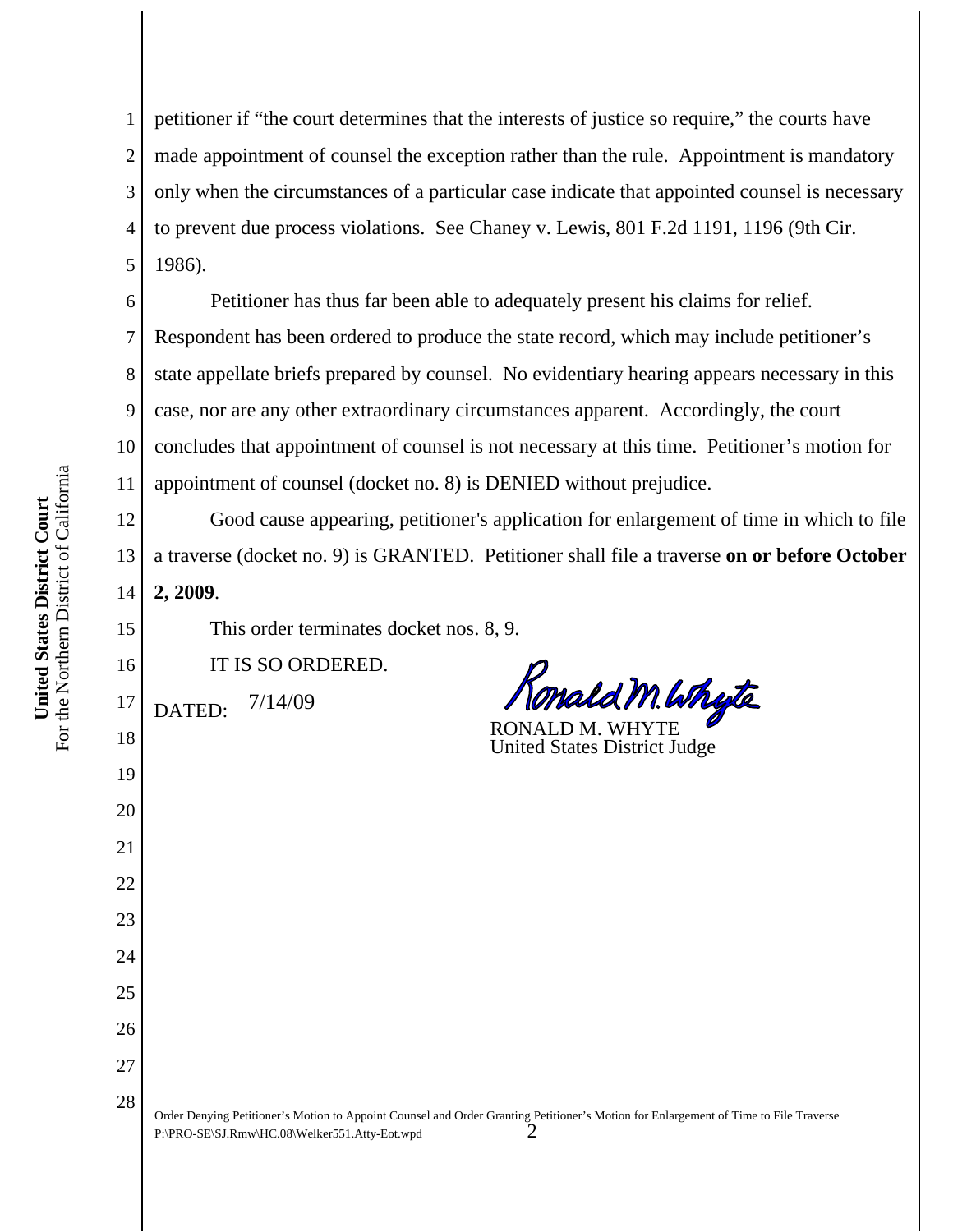petitioner if "the court determines that the interests of justice so require," the courts have made appointment of counsel the exception rather than the rule. Appointment is mandatory only when the circumstances of a particular case indicate that appointed counsel is necessary to prevent due process violations. See Chaney v. Lewis, 801 F.2d 1191, 1196 (9th Cir. 1986).

Petitioner has thus far been able to adequately present his claims for relief. Respondent has been ordered to produce the state record, which may include petitioner's state appellate briefs prepared by counsel. No evidentiary hearing appears necessary in this case, nor are any other extraordinary circumstances apparent. Accordingly, the court concludes that appointment of counsel is not necessary at this time. Petitioner's motion for appointment of counsel (docket no. 8) is DENIED without prejudice.

Good cause appearing, petitioner's application for enlargement of time in which to file a traverse (docket no. 9) is GRANTED. Petitioner shall file a traverse **on or before October 2, 2009**.

This order terminates docket nos. 8, 9.

IT IS SO ORDERED.

DATED: 7/14/09

RONALD M. WHYTE
United States District Judge

Order Denying Petitioner's Motion to Appoint Counsel and Order Granting Petitioner's Motion for Enlargement of Time to File Traverse
P:\PRO-SE\SJ.Rmw\HC.08\Welker551.Atty-Eot.wpd